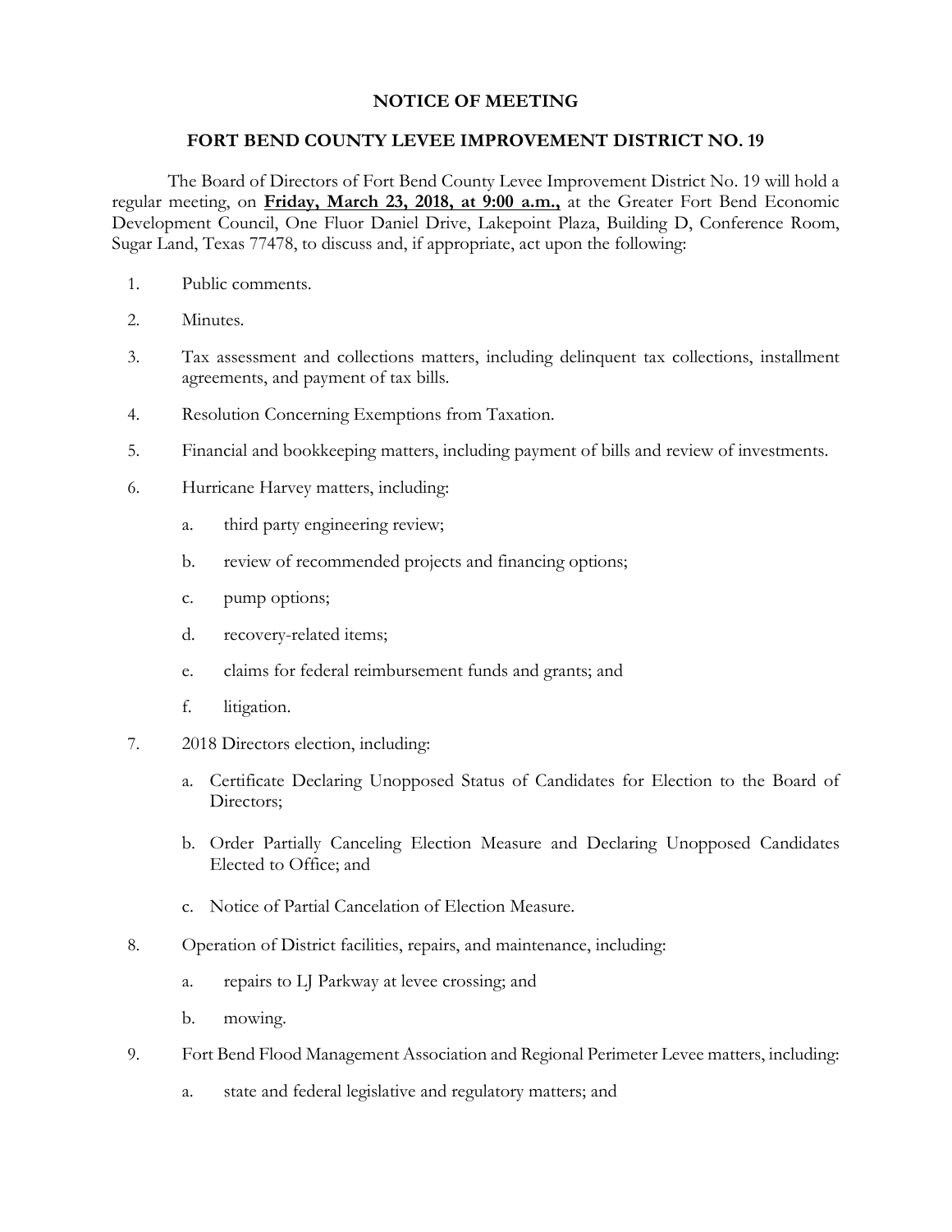# NOTICE OF MEETING

## FORT BEND COUNTY LEVEE IMPROVEMENT DISTRICT NO. 19

The Board of Directors of Fort Bend County Levee Improvement District No. 19 will hold a regular meeting, on **Friday, March 23, 2018, at 9:00 a.m.,** at the Greater Fort Bend Economic Development Council, One Fluor Daniel Drive, Lakepoint Plaza, Building D, Conference Room, Sugar Land, Texas 77478, to discuss and, if appropriate, act upon the following:

1. Public comments.

2. Minutes.

3. Tax assessment and collections matters, including delinquent tax collections, installment agreements, and payment of tax bills.

4. Resolution Concerning Exemptions from Taxation.

5. Financial and bookkeeping matters, including payment of bills and review of investments.

6. Hurricane Harvey matters, including:

   a. third party engineering review;

   b. review of recommended projects and financing options;

   c. pump options;

   d. recovery-related items;

   e. claims for federal reimbursement funds and grants; and

   f. litigation.

7. 2018 Directors election, including:

   a. Certificate Declaring Unopposed Status of Candidates for Election to the Board of Directors;

   b. Order Partially Canceling Election Measure and Declaring Unopposed Candidates Elected to Office; and

   c. Notice of Partial Cancelation of Election Measure.

8. Operation of District facilities, repairs, and maintenance, including:

   a. repairs to LJ Parkway at levee crossing; and

   b. mowing.

9. Fort Bend Flood Management Association and Regional Perimeter Levee matters, including:

   a. state and federal legislative and regulatory matters; and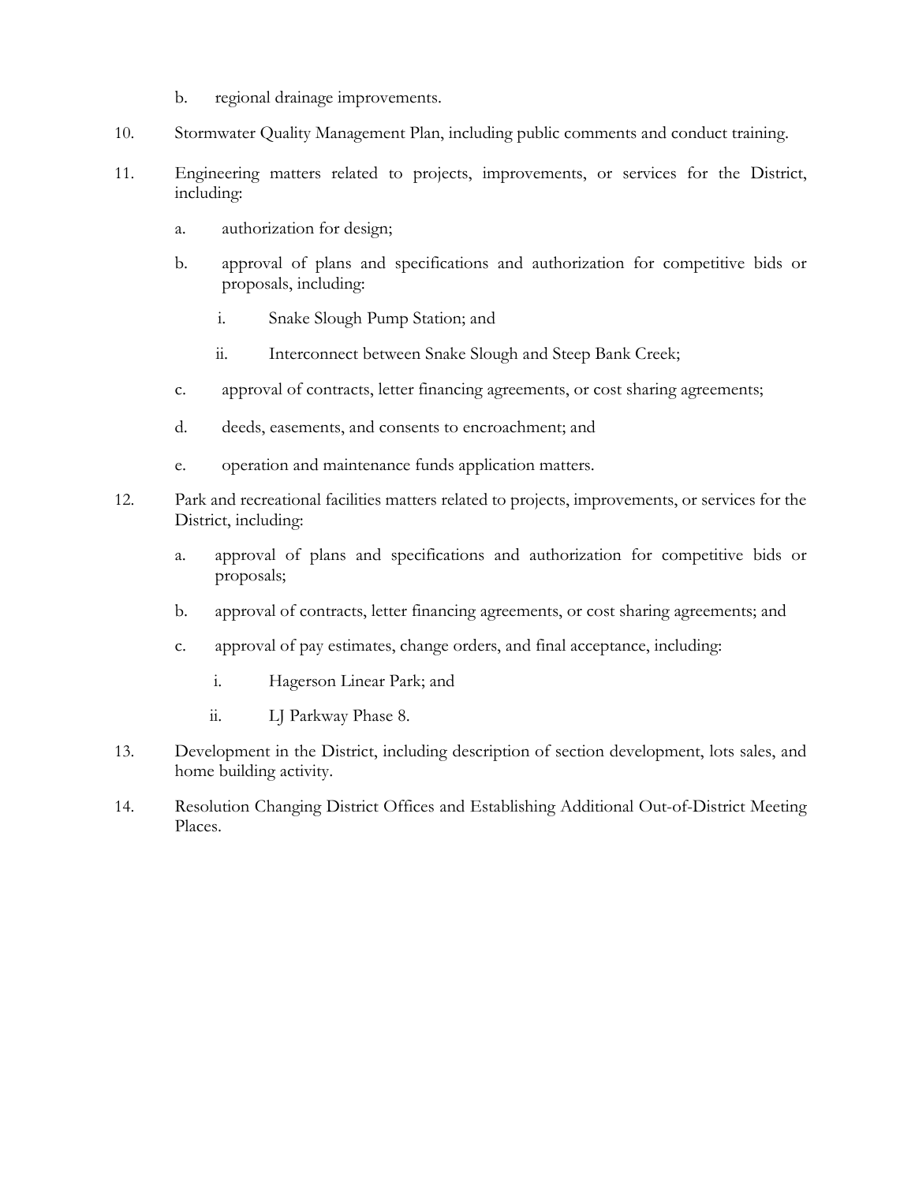b. regional drainage improvements.

10. Stormwater Quality Management Plan, including public comments and conduct training.

11. Engineering matters related to projects, improvements, or services for the District, including:

    a. authorization for design;

    b. approval of plans and specifications and authorization for competitive bids or proposals, including:

        i. Snake Slough Pump Station; and

        ii. Interconnect between Snake Slough and Steep Bank Creek;

    c. approval of contracts, letter financing agreements, or cost sharing agreements;

    d. deeds, easements, and consents to encroachment; and

    e. operation and maintenance funds application matters.

12. Park and recreational facilities matters related to projects, improvements, or services for the District, including:

    a. approval of plans and specifications and authorization for competitive bids or proposals;

    b. approval of contracts, letter financing agreements, or cost sharing agreements; and

    c. approval of pay estimates, change orders, and final acceptance, including:

        i. Hagerson Linear Park; and

        ii. LJ Parkway Phase 8.

13. Development in the District, including description of section development, lots sales, and home building activity.

14. Resolution Changing District Offices and Establishing Additional Out-of-District Meeting Places.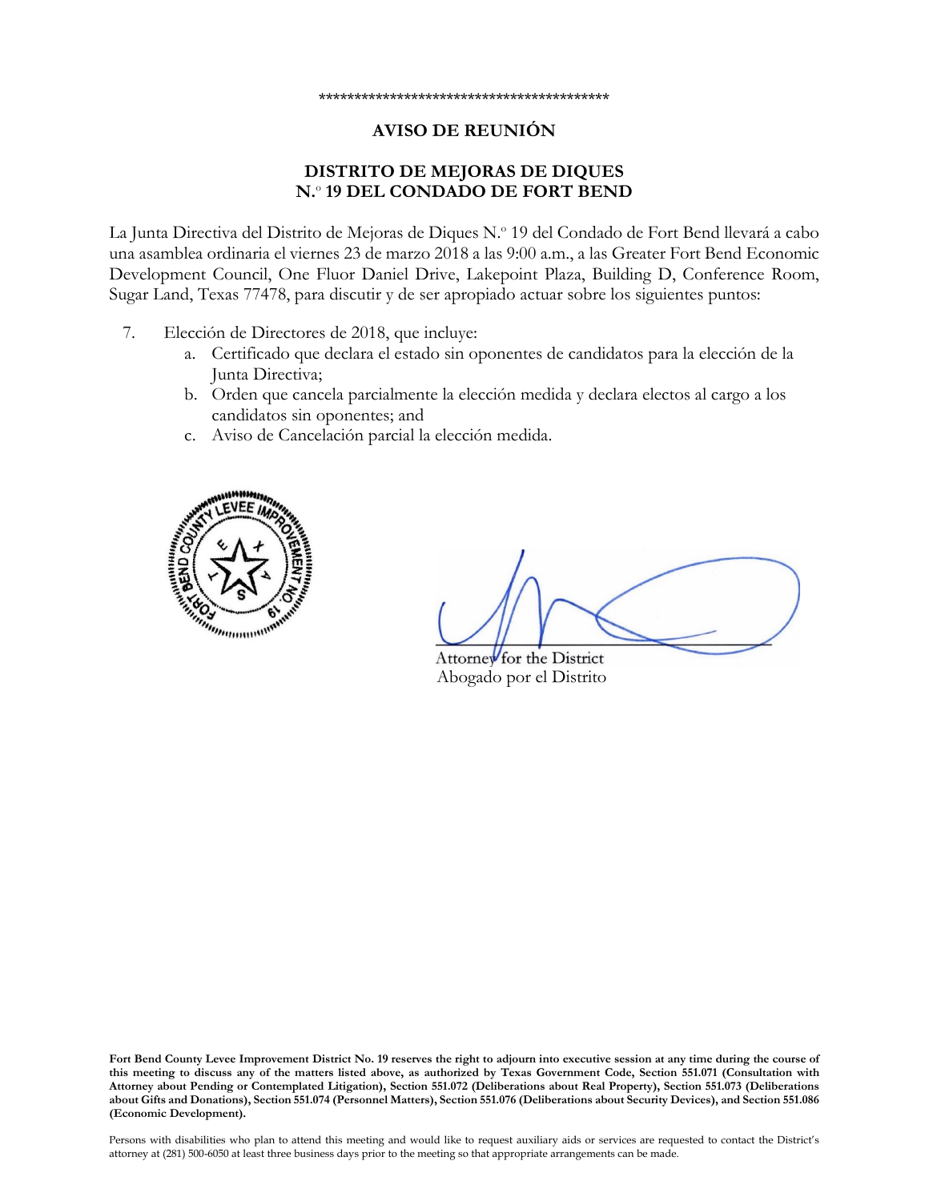******************************************

## AVISO DE REUNIÓN

## DISTRITO DE MEJORAS DE DIQUES N.º 19 DEL CONDADO DE FORT BEND

La Junta Directiva del Distrito de Mejoras de Diques N.º 19 del Condado de Fort Bend llevará a cabo una asamblea ordinaria el viernes 23 de marzo 2018 a las 9:00 a.m., a las Greater Fort Bend Economic Development Council, One Fluor Daniel Drive, Lakepoint Plaza, Building D, Conference Room, Sugar Land, Texas 77478, para discutir y de ser apropiado actuar sobre los siguientes puntos:

7. Elección de Directores de 2018, que incluye:
   a. Certificado que declara el estado sin oponentes de candidatos para la elección de la Junta Directiva;
   b. Orden que cancela parcialmente la elección medida y declara electos al cargo a los candidatos sin oponentes; and
   c. Aviso de Cancelación parcial la elección medida.

FORT BEND COUNTY LEVEE IMPROVEMENT NO. 19 — TEXAS

Attorney for the District
Abogado por el Distrito

**Fort Bend County Levee Improvement District No. 19 reserves the right to adjourn into executive session at any time during the course of this meeting to discuss any of the matters listed above, as authorized by Texas Government Code, Section 551.071 (Consultation with Attorney about Pending or Contemplated Litigation), Section 551.072 (Deliberations about Real Property), Section 551.073 (Deliberations about Gifts and Donations), Section 551.074 (Personnel Matters), Section 551.076 (Deliberations about Security Devices), and Section 551.086 (Economic Development).**

Persons with disabilities who plan to attend this meeting and would like to request auxiliary aids or services are requested to contact the District's attorney at (281) 500-6050 at least three business days prior to the meeting so that appropriate arrangements can be made.